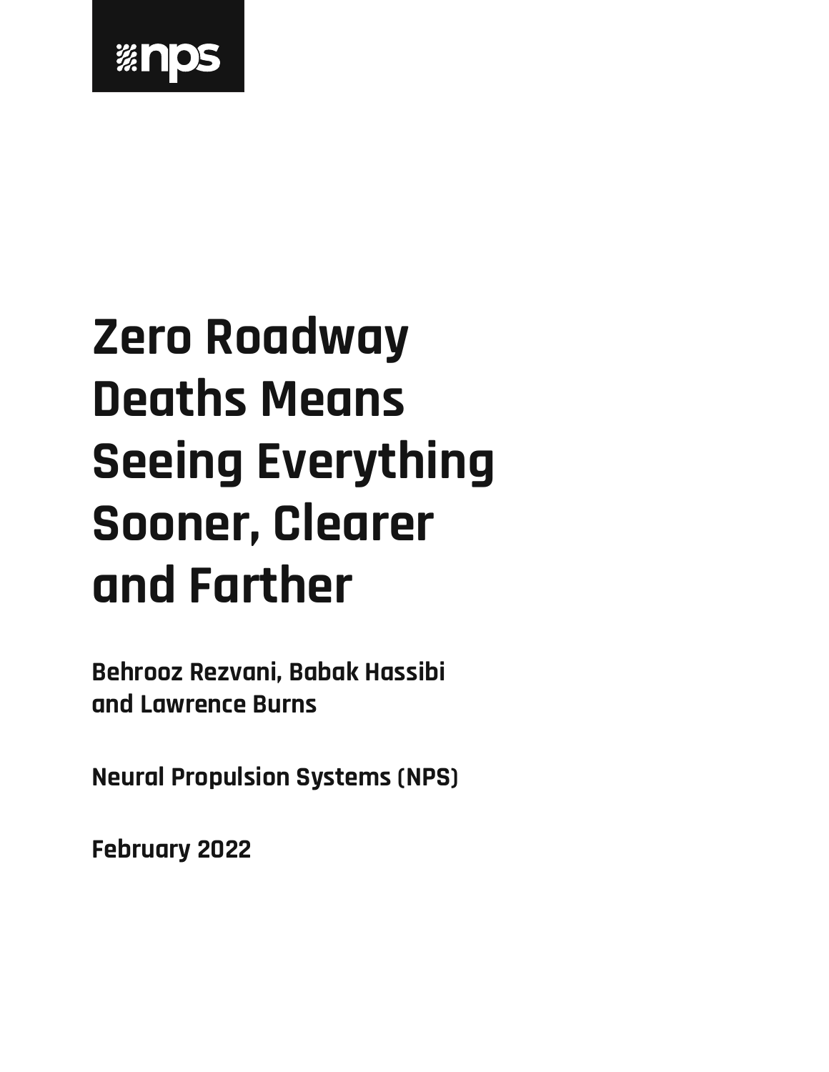nps

# Zero Roadway Deaths Means Seeing Everything Sooner, Clearer and Farther

**Behrooz Rezvani, Babak Hassibi and Lawrence Burns**

**Neural Propulsion Systems (NPS)**

**February 2022**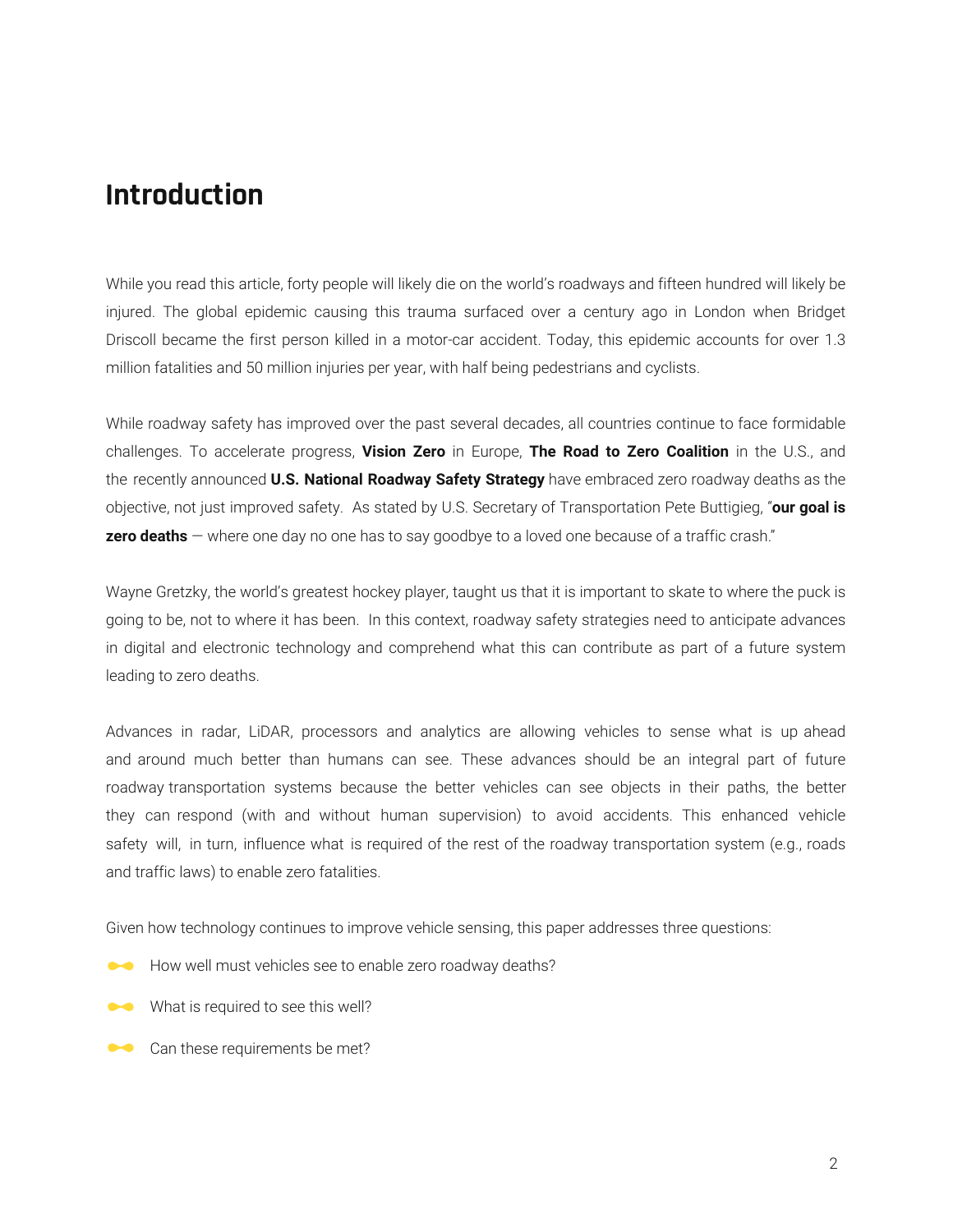# Introduction

While you read this article, forty people will likely die on the world's roadways and fifteen hundred will likely be injured. The global epidemic causing this trauma surfaced over a century ago in London when Bridget Driscoll became the first person killed in a motor-car accident. Today, this epidemic accounts for over 1.3 million fatalities and 50 million injuries per year, with half being pedestrians and cyclists.

While roadway safety has improved over the past several decades, all countries continue to face formidable challenges. To accelerate progress, **Vision Zero** in Europe, **The Road to Zero Coalition** in the U.S., and the recently announced **U.S. National Roadway Safety Strategy** have embraced zero roadway deaths as the objective, not just improved safety. As stated by U.S. Secretary of Transportation Pete Buttigieg, "**our goal is zero deaths** — where one day no one has to say goodbye to a loved one because of a traffic crash."

Wayne Gretzky, the world's greatest hockey player, taught us that it is important to skate to where the puck is going to be, not to where it has been. In this context, roadway safety strategies need to anticipate advances in digital and electronic technology and comprehend what this can contribute as part of a future system leading to zero deaths.

Advances in radar, LiDAR, processors and analytics are allowing vehicles to sense what is up ahead and around much better than humans can see. These advances should be an integral part of future roadway transportation systems because the better vehicles can see objects in their paths, the better they can respond (with and without human supervision) to avoid accidents. This enhanced vehicle safety will, in turn, influence what is required of the rest of the roadway transportation system (e.g., roads and traffic laws) to enable zero fatalities.

Given how technology continues to improve vehicle sensing, this paper addresses three questions:

- How well must vehicles see to enable zero roadway deaths?
- What is required to see this well?
- Can these requirements be met?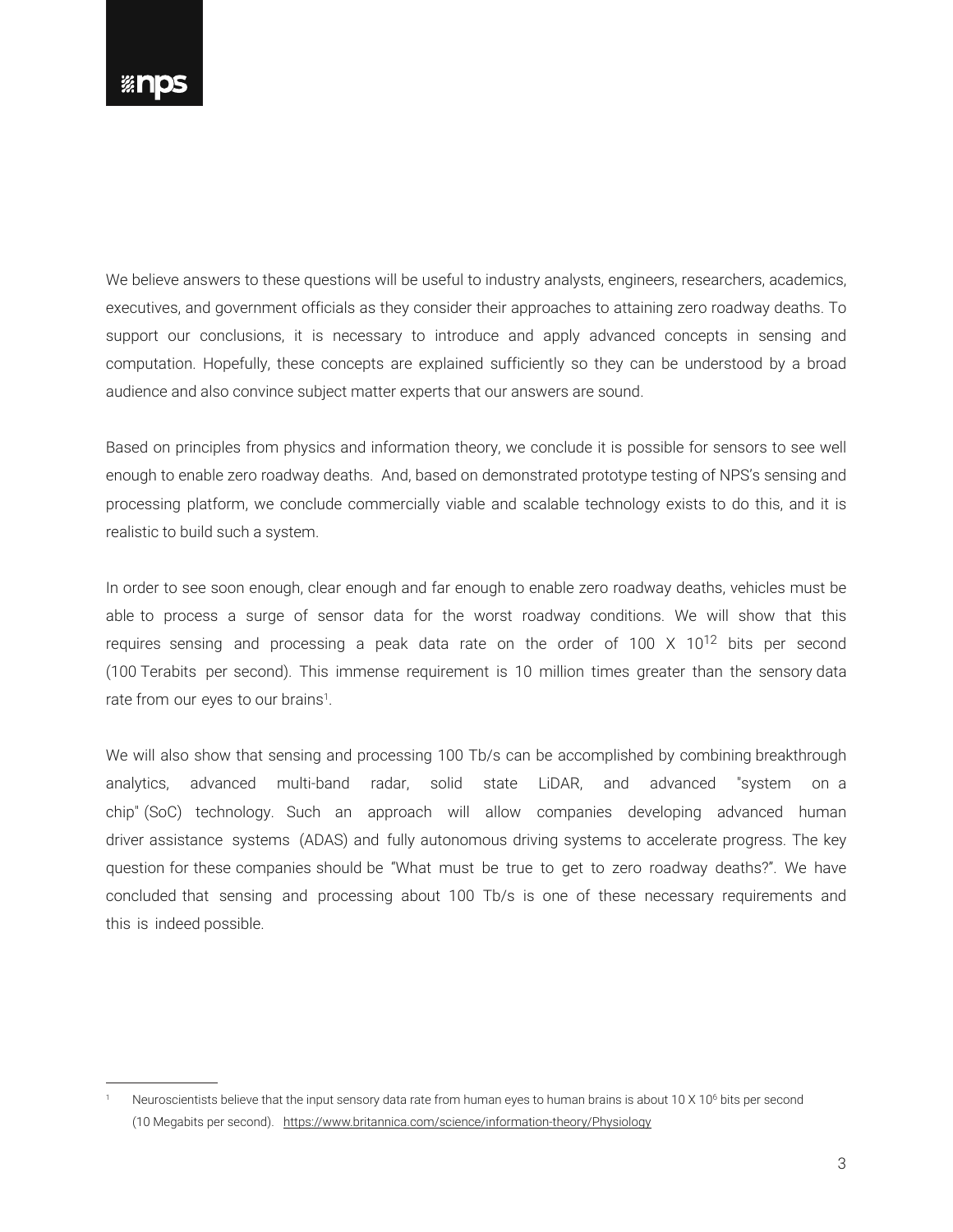We believe answers to these questions will be useful to industry analysts, engineers, researchers, academics, executives, and government officials as they consider their approaches to attaining zero roadway deaths. To support our conclusions, it is necessary to introduce and apply advanced concepts in sensing and computation. Hopefully, these concepts are explained sufficiently so they can be understood by a broad audience and also convince subject matter experts that our answers are sound.

Based on principles from physics and information theory, we conclude it is possible for sensors to see well enough to enable zero roadway deaths. And, based on demonstrated prototype testing of NPS's sensing and processing platform, we conclude commercially viable and scalable technology exists to do this, and it is realistic to build such a system.

In order to see soon enough, clear enough and far enough to enable zero roadway deaths, vehicles must be able to process a surge of sensor data for the worst roadway conditions. We will show that this requires sensing and processing a peak data rate on the order of $100 \times 10^{12}$ bits per second (100 Terabits per second). This immense requirement is 10 million times greater than the sensory data rate from our eyes to our brains[1].

We will also show that sensing and processing 100 Tb/s can be accomplished by combining breakthrough analytics, advanced multi-band radar, solid state LiDAR, and advanced "system on a chip" (SoC) technology. Such an approach will allow companies developing advanced human driver assistance systems (ADAS) and fully autonomous driving systems to accelerate progress. The key question for these companies should be "What must be true to get to zero roadway deaths?". We have concluded that sensing and processing about 100 Tb/s is one of these necessary requirements and this is indeed possible.

---

[1] Neuroscientists believe that the input sensory data rate from human eyes to human brains is about $10 \times 10^6$ bits per second (10 Megabits per second). https://www.britannica.com/science/information-theory/Physiology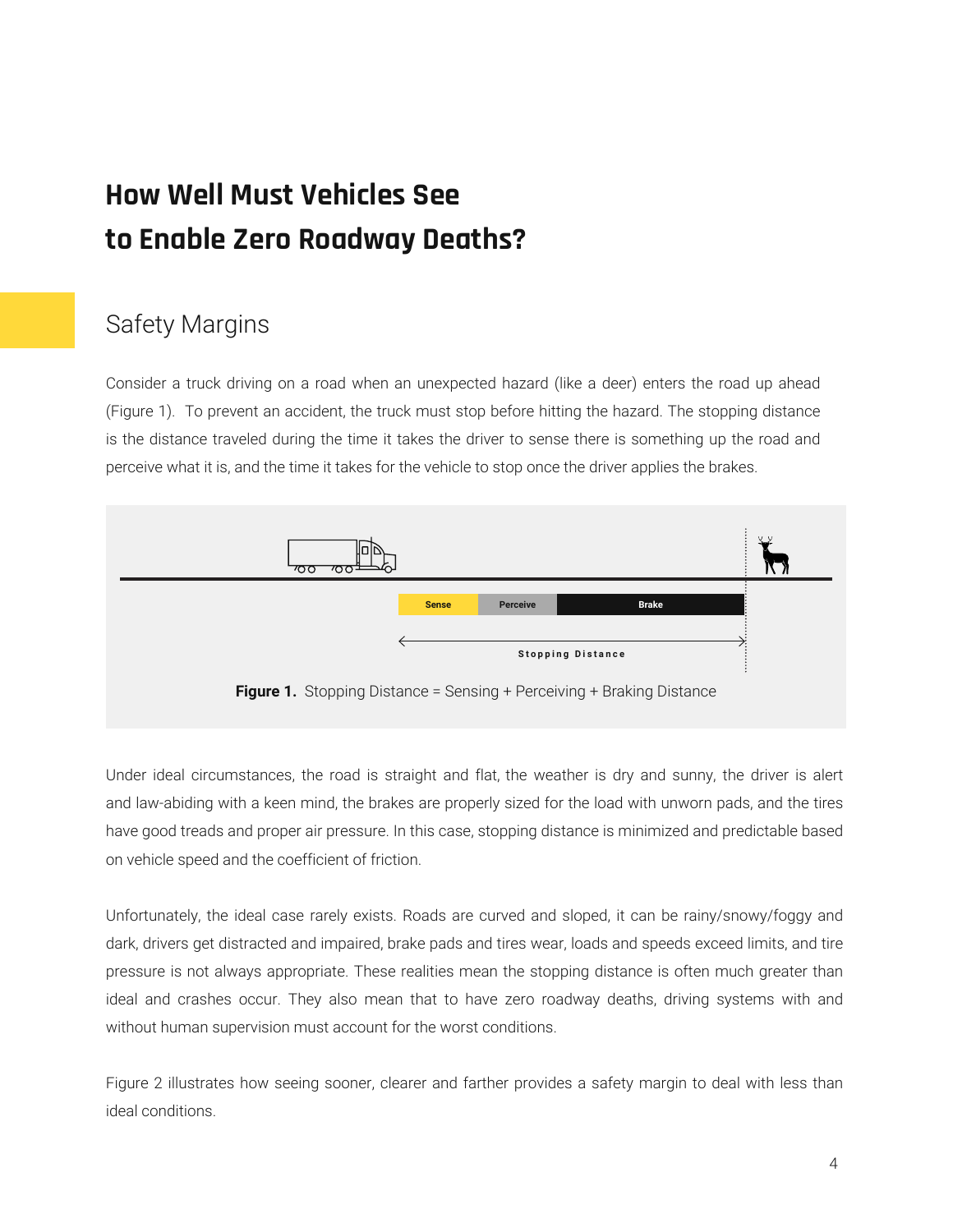# How Well Must Vehicles See to Enable Zero Roadway Deaths?

## Safety Margins

Consider a truck driving on a road when an unexpected hazard (like a deer) enters the road up ahead (Figure 1). To prevent an accident, the truck must stop before hitting the hazard. The stopping distance is the distance traveled during the time it takes the driver to sense there is something up the road and perceive what it is, and the time it takes for the vehicle to stop once the driver applies the brakes.

Sense | Perceive | Brake

Stopping Distance

**Figure 1.** Stopping Distance = Sensing + Perceiving + Braking Distance

Under ideal circumstances, the road is straight and flat, the weather is dry and sunny, the driver is alert and law-abiding with a keen mind, the brakes are properly sized for the load with unworn pads, and the tires have good treads and proper air pressure. In this case, stopping distance is minimized and predictable based on vehicle speed and the coefficient of friction.

Unfortunately, the ideal case rarely exists. Roads are curved and sloped, it can be rainy/snowy/foggy and dark, drivers get distracted and impaired, brake pads and tires wear, loads and speeds exceed limits, and tire pressure is not always appropriate. These realities mean the stopping distance is often much greater than ideal and crashes occur. They also mean that to have zero roadway deaths, driving systems with and without human supervision must account for the worst conditions.

Figure 2 illustrates how seeing sooner, clearer and farther provides a safety margin to deal with less than ideal conditions.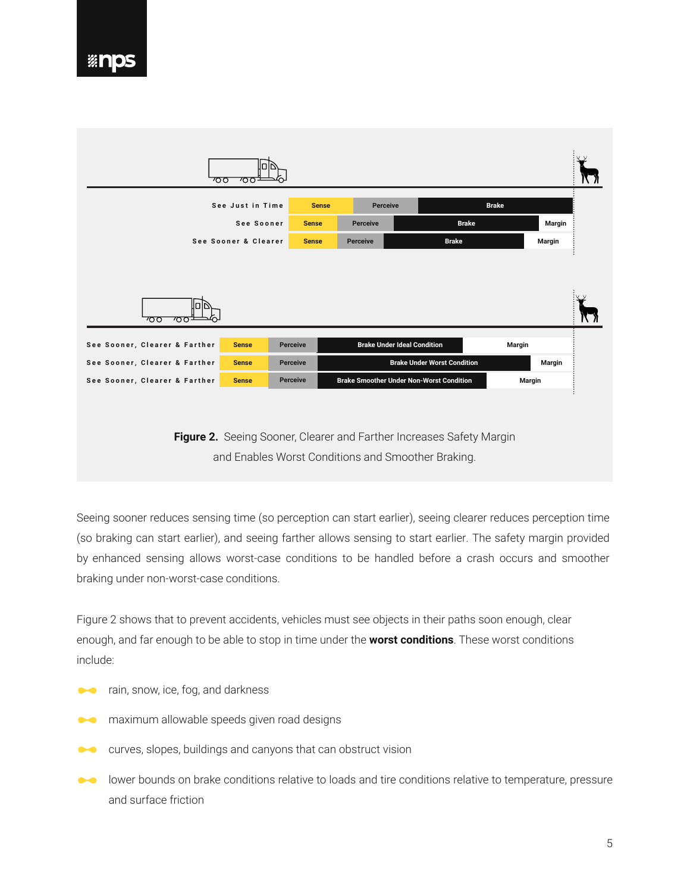Figure 2. Seeing Sooner, Clearer and Farther Increases Safety Margin and Enables Worst Conditions and Smoother Braking.

Seeing sooner reduces sensing time (so perception can start earlier), seeing clearer reduces perception time (so braking can start earlier), and seeing farther allows sensing to start earlier. The safety margin provided by enhanced sensing allows worst-case conditions to be handled before a crash occurs and smoother braking under non-worst-case conditions.

Figure 2 shows that to prevent accidents, vehicles must see objects in their paths soon enough, clear enough, and far enough to be able to stop in time under the **worst conditions**. These worst conditions include:

- rain, snow, ice, fog, and darkness
- maximum allowable speeds given road designs
- curves, slopes, buildings and canyons that can obstruct vision
- lower bounds on brake conditions relative to loads and tire conditions relative to temperature, pressure and surface friction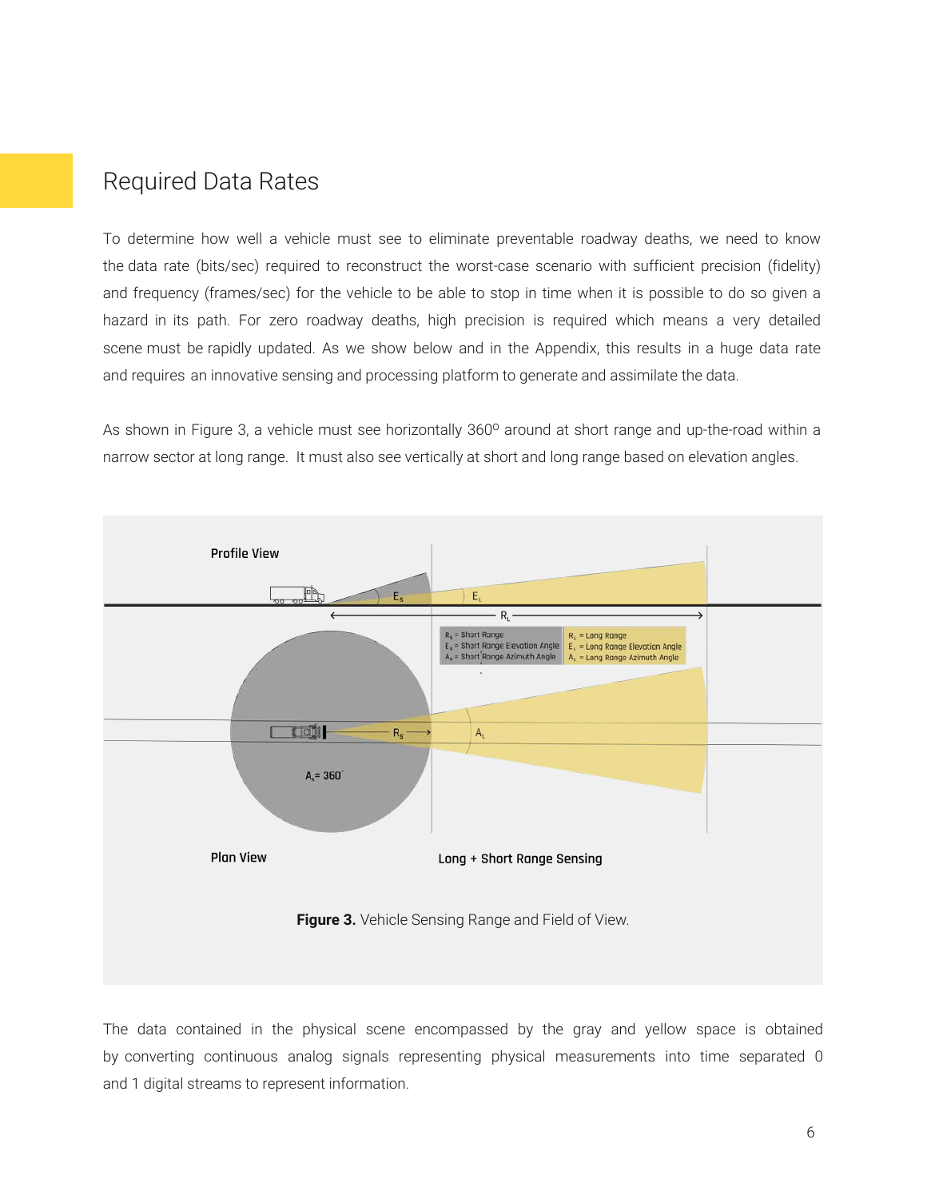## Required Data Rates

To determine how well a vehicle must see to eliminate preventable roadway deaths, we need to know the data rate (bits/sec) required to reconstruct the worst-case scenario with sufficient precision (fidelity) and frequency (frames/sec) for the vehicle to be able to stop in time when it is possible to do so given a hazard in its path. For zero roadway deaths, high precision is required which means a very detailed scene must be rapidly updated. As we show below and in the Appendix, this results in a huge data rate and requires an innovative sensing and processing platform to generate and assimilate the data.

As shown in Figure 3, a vehicle must see horizontally 360° around at short range and up-the-road within a narrow sector at long range. It must also see vertically at short and long range based on elevation angles.

**Figure 3.** Vehicle Sensing Range and Field of View.

The data contained in the physical scene encompassed by the gray and yellow space is obtained by converting continuous analog signals representing physical measurements into time separated 0 and 1 digital streams to represent information.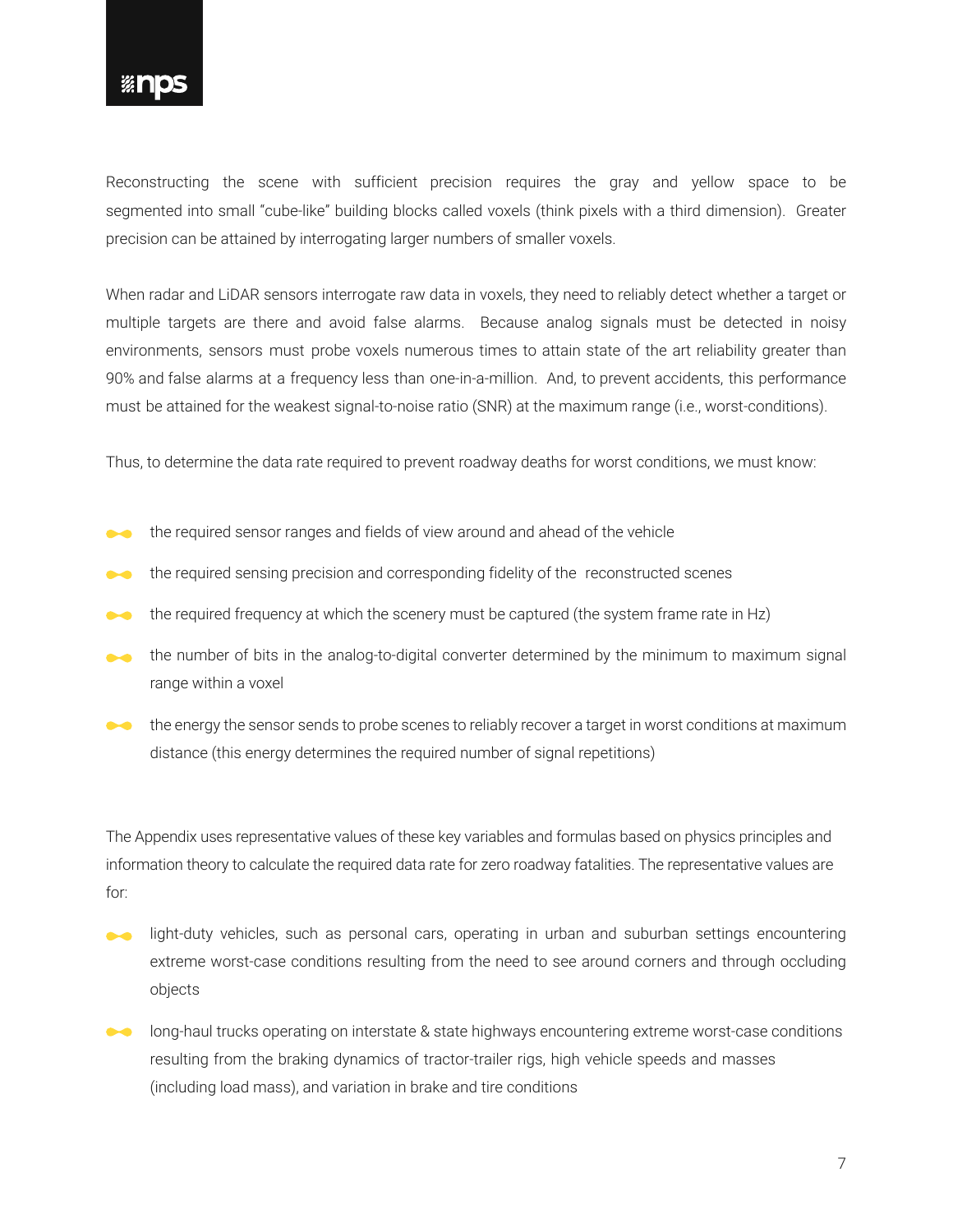Reconstructing the scene with sufficient precision requires the gray and yellow space to be segmented into small "cube-like" building blocks called voxels (think pixels with a third dimension). Greater precision can be attained by interrogating larger numbers of smaller voxels.

When radar and LiDAR sensors interrogate raw data in voxels, they need to reliably detect whether a target or multiple targets are there and avoid false alarms. Because analog signals must be detected in noisy environments, sensors must probe voxels numerous times to attain state of the art reliability greater than 90% and false alarms at a frequency less than one-in-a-million. And, to prevent accidents, this performance must be attained for the weakest signal-to-noise ratio (SNR) at the maximum range (i.e., worst-conditions).

Thus, to determine the data rate required to prevent roadway deaths for worst conditions, we must know:

- the required sensor ranges and fields of view around and ahead of the vehicle
- the required sensing precision and corresponding fidelity of the reconstructed scenes
- the required frequency at which the scenery must be captured (the system frame rate in Hz)
- the number of bits in the analog-to-digital converter determined by the minimum to maximum signal range within a voxel
- the energy the sensor sends to probe scenes to reliably recover a target in worst conditions at maximum distance (this energy determines the required number of signal repetitions)

The Appendix uses representative values of these key variables and formulas based on physics principles and information theory to calculate the required data rate for zero roadway fatalities. The representative values are for:

- light-duty vehicles, such as personal cars, operating in urban and suburban settings encountering extreme worst-case conditions resulting from the need to see around corners and through occluding objects
- long-haul trucks operating on interstate & state highways encountering extreme worst-case conditions resulting from the braking dynamics of tractor-trailer rigs, high vehicle speeds and masses (including load mass), and variation in brake and tire conditions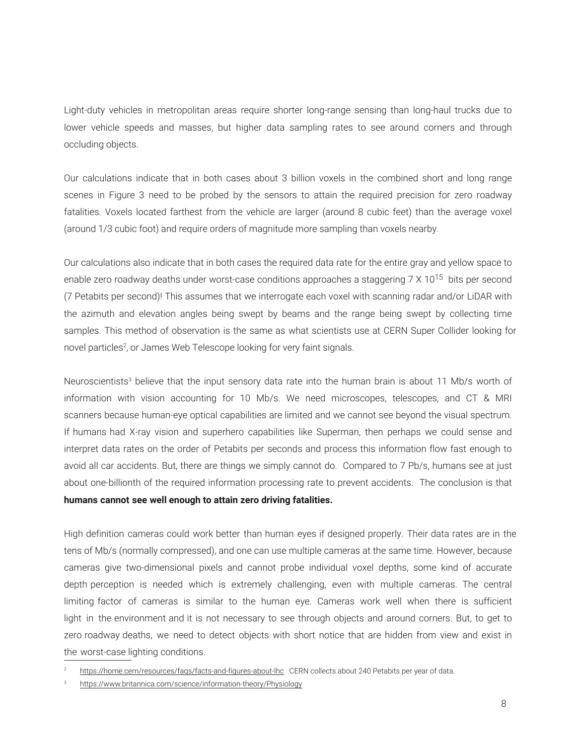Light-duty vehicles in metropolitan areas require shorter long-range sensing than long-haul trucks due to lower vehicle speeds and masses, but higher data sampling rates to see around corners and through occluding objects.

Our calculations indicate that in both cases about 3 billion voxels in the combined short and long range scenes in Figure 3 need to be probed by the sensors to attain the required precision for zero roadway fatalities. Voxels located farthest from the vehicle are larger (around 8 cubic feet) than the average voxel (around 1/3 cubic foot) and require orders of magnitude more sampling than voxels nearby.

Our calculations also indicate that in both cases the required data rate for the entire gray and yellow space to enable zero roadway deaths under worst-case conditions approaches a staggering $7 \times 10^{15}$ bits per second (7 Petabits per second)! This assumes that we interrogate each voxel with scanning radar and/or LiDAR with the azimuth and elevation angles being swept by beams and the range being swept by collecting time samples. This method of observation is the same as what scientists use at CERN Super Collider looking for novel particles[2], or James Web Telescope looking for very faint signals.

Neuroscientists[3] believe that the input sensory data rate into the human brain is about 11 Mb/s worth of information with vision accounting for 10 Mb/s. We need microscopes, telescopes, and CT & MRI scanners because human-eye optical capabilities are limited and we cannot see beyond the visual spectrum. If humans had X-ray vision and superhero capabilities like Superman, then perhaps we could sense and interpret data rates on the order of Petabits per seconds and process this information flow fast enough to avoid all car accidents. But, there are things we simply cannot do. Compared to 7 Pb/s, humans see at just about one-billionth of the required information processing rate to prevent accidents. The conclusion is that **humans cannot see well enough to attain zero driving fatalities.**

High definition cameras could work better than human eyes if designed properly. Their data rates are in the tens of Mb/s (normally compressed), and one can use multiple cameras at the same time. However, because cameras give two-dimensional pixels and cannot probe individual voxel depths, some kind of accurate depth perception is needed which is extremely challenging, even with multiple cameras. The central limiting factor of cameras is similar to the human eye. Cameras work well when there is sufficient light in the environment and it is not necessary to see through objects and around corners. But, to get to zero roadway deaths, we need to detect objects with short notice that are hidden from view and exist in the worst-case lighting conditions.

---

[2] https://home.cern/resources/faqs/facts-and-figures-about-lhc CERN collects about 240 Petabits per year of data.

[3] https://www.britannica.com/science/information-theory/Physiology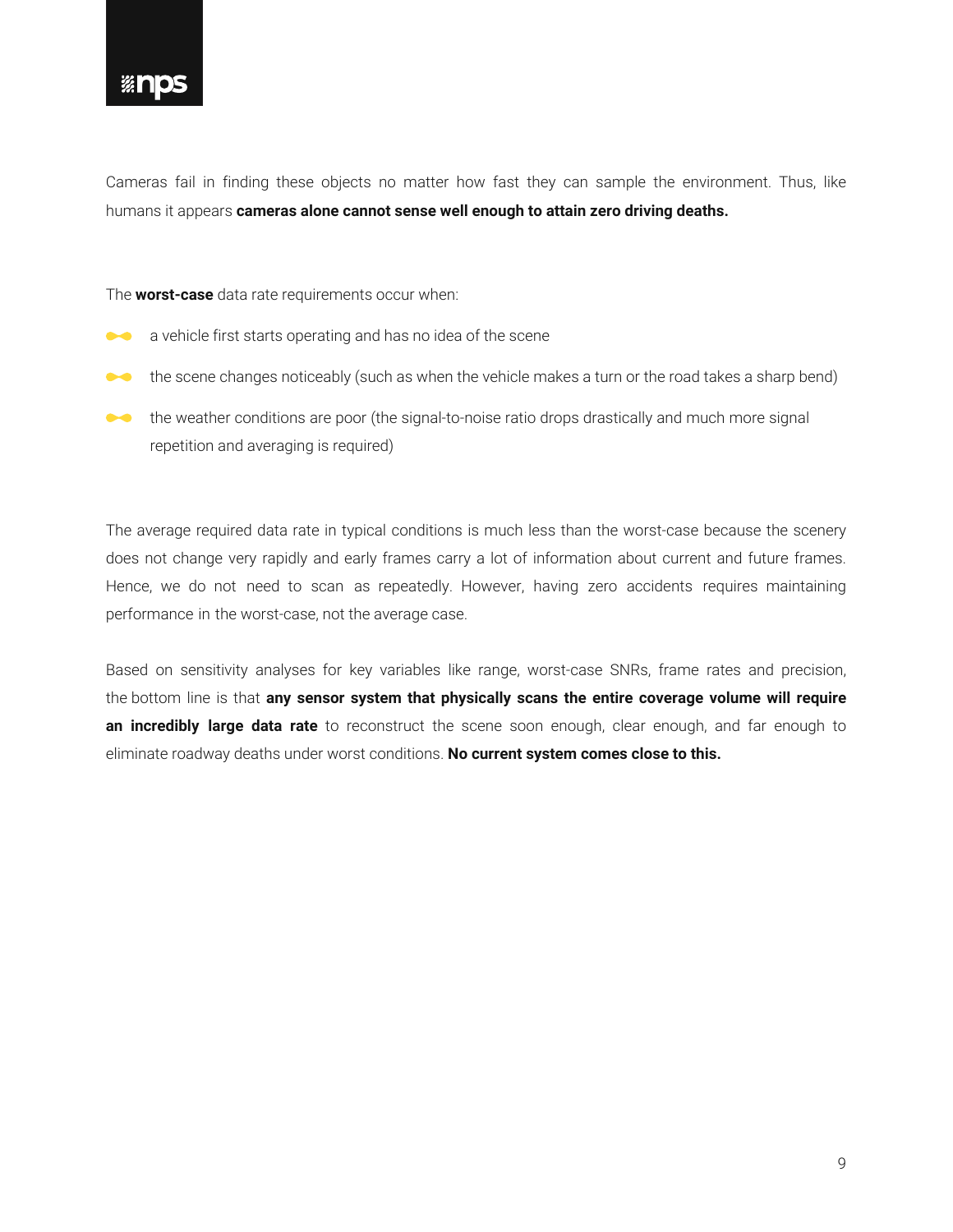Cameras fail in finding these objects no matter how fast they can sample the environment. Thus, like humans it appears **cameras alone cannot sense well enough to attain zero driving deaths.**

The **worst-case** data rate requirements occur when:

- a vehicle first starts operating and has no idea of the scene
- the scene changes noticeably (such as when the vehicle makes a turn or the road takes a sharp bend)
- the weather conditions are poor (the signal-to-noise ratio drops drastically and much more signal repetition and averaging is required)

The average required data rate in typical conditions is much less than the worst-case because the scenery does not change very rapidly and early frames carry a lot of information about current and future frames. Hence, we do not need to scan as repeatedly. However, having zero accidents requires maintaining performance in the worst-case, not the average case.

Based on sensitivity analyses for key variables like range, worst-case SNRs, frame rates and precision, the bottom line is that **any sensor system that physically scans the entire coverage volume will require an incredibly large data rate** to reconstruct the scene soon enough, clear enough, and far enough to eliminate roadway deaths under worst conditions. **No current system comes close to this.**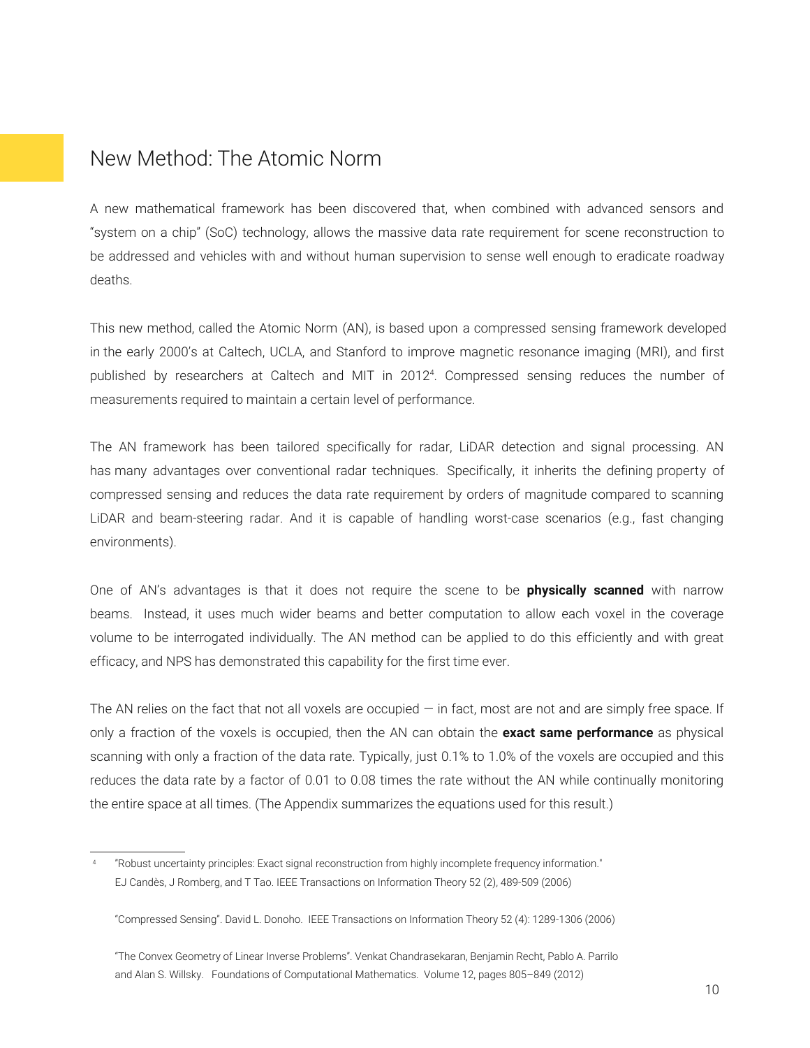## New Method: The Atomic Norm

A new mathematical framework has been discovered that, when combined with advanced sensors and "system on a chip" (SoC) technology, allows the massive data rate requirement for scene reconstruction to be addressed and vehicles with and without human supervision to sense well enough to eradicate roadway deaths.

This new method, called the Atomic Norm (AN), is based upon a compressed sensing framework developed in the early 2000's at Caltech, UCLA, and Stanford to improve magnetic resonance imaging (MRI), and first published by researchers at Caltech and MIT in 2012[4]. Compressed sensing reduces the number of measurements required to maintain a certain level of performance.

The AN framework has been tailored specifically for radar, LiDAR detection and signal processing. AN has many advantages over conventional radar techniques. Specifically, it inherits the defining property of compressed sensing and reduces the data rate requirement by orders of magnitude compared to scanning LiDAR and beam-steering radar. And it is capable of handling worst-case scenarios (e.g., fast changing environments).

One of AN's advantages is that it does not require the scene to be **physically scanned** with narrow beams. Instead, it uses much wider beams and better computation to allow each voxel in the coverage volume to be interrogated individually. The AN method can be applied to do this efficiently and with great efficacy, and NPS has demonstrated this capability for the first time ever.

The AN relies on the fact that not all voxels are occupied — in fact, most are not and are simply free space. If only a fraction of the voxels is occupied, then the AN can obtain the **exact same performance** as physical scanning with only a fraction of the data rate. Typically, just 0.1% to 1.0% of the voxels are occupied and this reduces the data rate by a factor of 0.01 to 0.08 times the rate without the AN while continually monitoring the entire space at all times. (The Appendix summarizes the equations used for this result.)

---

[4] "Robust uncertainty principles: Exact signal reconstruction from highly incomplete frequency information." EJ Candès, J Romberg, and T Tao. IEEE Transactions on Information Theory 52 (2), 489-509 (2006)

"Compressed Sensing". David L. Donoho. IEEE Transactions on Information Theory 52 (4): 1289-1306 (2006)

"The Convex Geometry of Linear Inverse Problems". Venkat Chandrasekaran, Benjamin Recht, Pablo A. Parrilo and Alan S. Willsky. Foundations of Computational Mathematics. Volume 12, pages 805–849 (2012)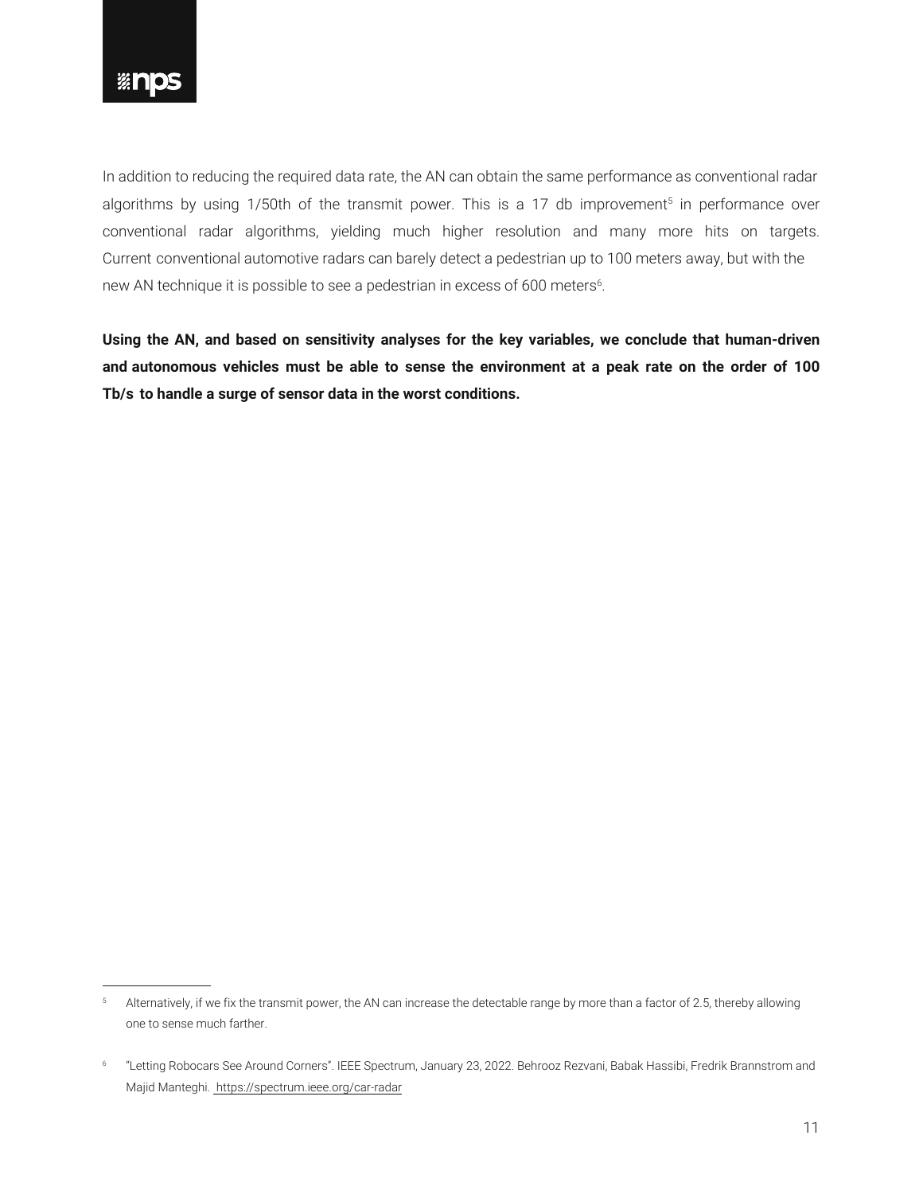In addition to reducing the required data rate, the AN can obtain the same performance as conventional radar algorithms by using 1/50th of the transmit power. This is a 17 db improvement[5] in performance over conventional radar algorithms, yielding much higher resolution and many more hits on targets. Current conventional automotive radars can barely detect a pedestrian up to 100 meters away, but with the new AN technique it is possible to see a pedestrian in excess of 600 meters[6].

**Using the AN, and based on sensitivity analyses for the key variables, we conclude that human-driven and autonomous vehicles must be able to sense the environment at a peak rate on the order of 100 Tb/s to handle a surge of sensor data in the worst conditions.**

---

[5] Alternatively, if we fix the transmit power, the AN can increase the detectable range by more than a factor of 2.5, thereby allowing one to sense much farther.

[6] "Letting Robocars See Around Corners". IEEE Spectrum, January 23, 2022. Behrooz Rezvani, Babak Hassibi, Fredrik Brannstrom and Majid Manteghi. https://spectrum.ieee.org/car-radar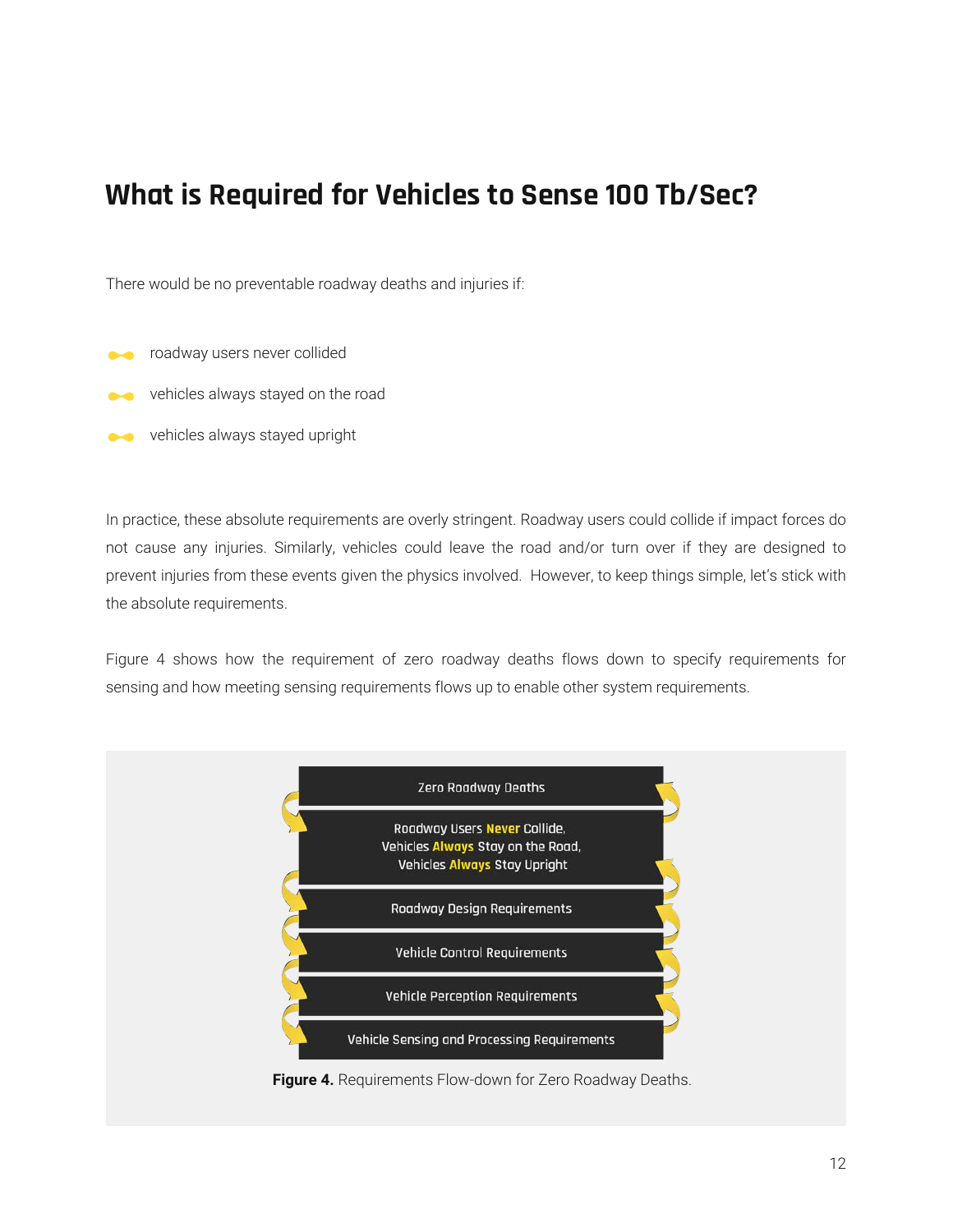## What is Required for Vehicles to Sense 100 Tb/Sec?

There would be no preventable roadway deaths and injuries if:

- roadway users never collided
- vehicles always stayed on the road
- vehicles always stayed upright

In practice, these absolute requirements are overly stringent. Roadway users could collide if impact forces do not cause any injuries. Similarly, vehicles could leave the road and/or turn over if they are designed to prevent injuries from these events given the physics involved. However, to keep things simple, let's stick with the absolute requirements.

Figure 4 shows how the requirement of zero roadway deaths flows down to specify requirements for sensing and how meeting sensing requirements flows up to enable other system requirements.

Zero Roadway Deaths

Roadway Users **Never** Collide,
Vehicles **Always** Stay on the Road,
Vehicles **Always** Stay Upright

Roadway Design Requirements

Vehicle Control Requirements

Vehicle Perception Requirements

Vehicle Sensing and Processing Requirements

**Figure 4.** Requirements Flow-down for Zero Roadway Deaths.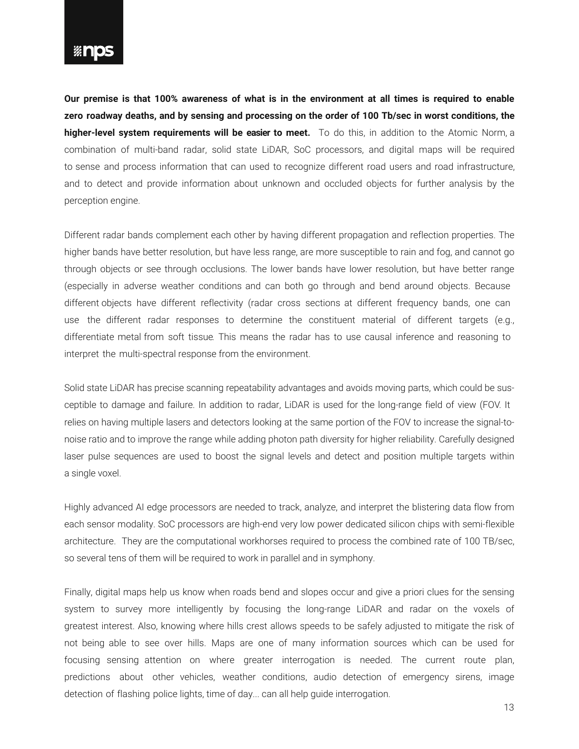**Our premise is that 100% awareness of what is in the environment at all times is required to enable zero roadway deaths, and by sensing and processing on the order of 100 Tb/sec in worst conditions, the higher-level system requirements will be easier to meet.** To do this, in addition to the Atomic Norm, a combination of multi-band radar, solid state LiDAR, SoC processors, and digital maps will be required to sense and process information that can used to recognize different road users and road infrastructure, and to detect and provide information about unknown and occluded objects for further analysis by the perception engine.

Different radar bands complement each other by having different propagation and reflection properties. The higher bands have better resolution, but have less range, are more susceptible to rain and fog, and cannot go through objects or see through occlusions. The lower bands have lower resolution, but have better range (especially in adverse weather conditions and can both go through and bend around objects. Because different objects have different reflectivity (radar cross sections at different frequency bands, one can use the different radar responses to determine the constituent material of different targets (e.g., differentiate metal from soft tissue. This means the radar has to use causal inference and reasoning to interpret the multi-spectral response from the environment.

Solid state LiDAR has precise scanning repeatability advantages and avoids moving parts, which could be susceptible to damage and failure. In addition to radar, LiDAR is used for the long-range field of view (FOV. It relies on having multiple lasers and detectors looking at the same portion of the FOV to increase the signal-to-noise ratio and to improve the range while adding photon path diversity for higher reliability. Carefully designed laser pulse sequences are used to boost the signal levels and detect and position multiple targets within a single voxel.

Highly advanced AI edge processors are needed to track, analyze, and interpret the blistering data flow from each sensor modality. SoC processors are high-end very low power dedicated silicon chips with semi-flexible architecture. They are the computational workhorses required to process the combined rate of 100 TB/sec, so several tens of them will be required to work in parallel and in symphony.

Finally, digital maps help us know when roads bend and slopes occur and give a priori clues for the sensing system to survey more intelligently by focusing the long-range LiDAR and radar on the voxels of greatest interest. Also, knowing where hills crest allows speeds to be safely adjusted to mitigate the risk of not being able to see over hills. Maps are one of many information sources which can be used for focusing sensing attention on where greater interrogation is needed. The current route plan, predictions about other vehicles, weather conditions, audio detection of emergency sirens, image detection of flashing police lights, time of day... can all help guide interrogation.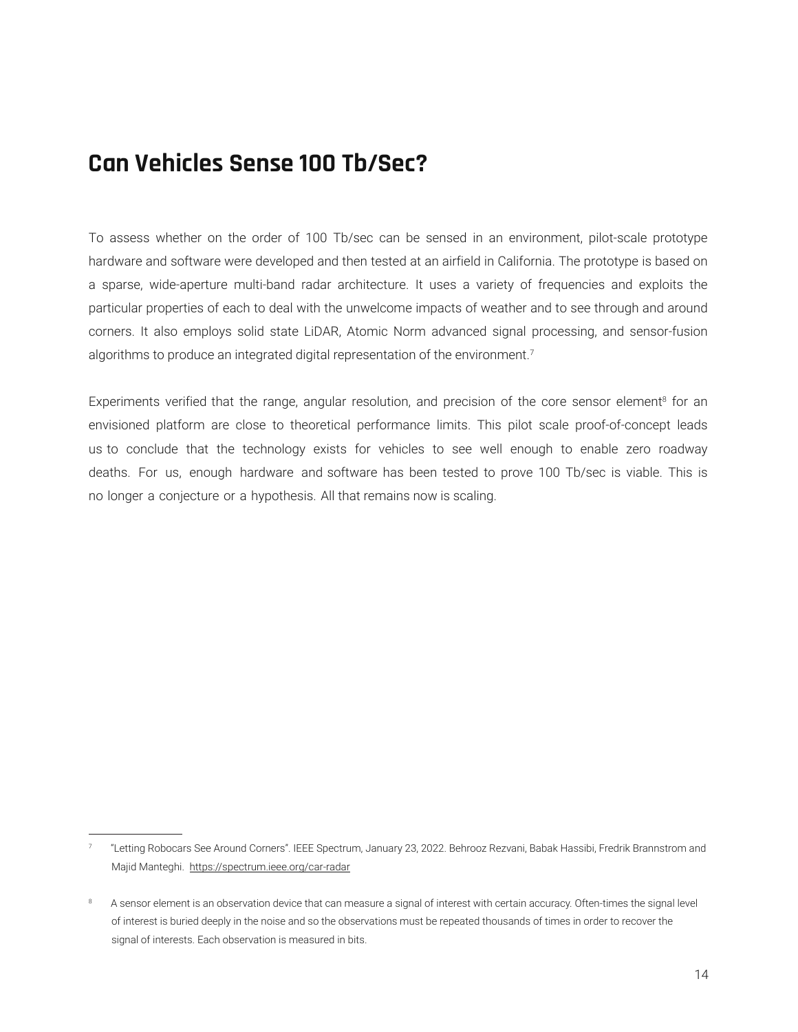## Can Vehicles Sense 100 Tb/Sec?

To assess whether on the order of 100 Tb/sec can be sensed in an environment, pilot-scale prototype hardware and software were developed and then tested at an airfield in California. The prototype is based on a sparse, wide-aperture multi-band radar architecture. It uses a variety of frequencies and exploits the particular properties of each to deal with the unwelcome impacts of weather and to see through and around corners. It also employs solid state LiDAR, Atomic Norm advanced signal processing, and sensor-fusion algorithms to produce an integrated digital representation of the environment.[7]

Experiments verified that the range, angular resolution, and precision of the core sensor element[8] for an envisioned platform are close to theoretical performance limits. This pilot scale proof-of-concept leads us to conclude that the technology exists for vehicles to see well enough to enable zero roadway deaths. For us, enough hardware and software has been tested to prove 100 Tb/sec is viable. This is no longer a conjecture or a hypothesis. All that remains now is scaling.

---

[7] "Letting Robocars See Around Corners". IEEE Spectrum, January 23, 2022. Behrooz Rezvani, Babak Hassibi, Fredrik Brannstrom and Majid Manteghi. https://spectrum.ieee.org/car-radar

[8] A sensor element is an observation device that can measure a signal of interest with certain accuracy. Often-times the signal level of interest is buried deeply in the noise and so the observations must be repeated thousands of times in order to recover the signal of interests. Each observation is measured in bits.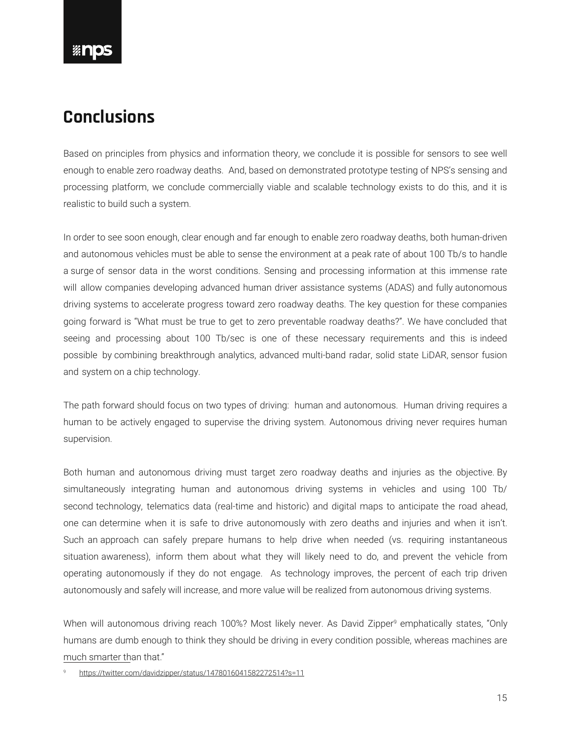# Conclusions

Based on principles from physics and information theory, we conclude it is possible for sensors to see well enough to enable zero roadway deaths. And, based on demonstrated prototype testing of NPS's sensing and processing platform, we conclude commercially viable and scalable technology exists to do this, and it is realistic to build such a system.

In order to see soon enough, clear enough and far enough to enable zero roadway deaths, both human-driven and autonomous vehicles must be able to sense the environment at a peak rate of about 100 Tb/s to handle a surge of sensor data in the worst conditions. Sensing and processing information at this immense rate will allow companies developing advanced human driver assistance systems (ADAS) and fully autonomous driving systems to accelerate progress toward zero roadway deaths. The key question for these companies going forward is "What must be true to get to zero preventable roadway deaths?". We have concluded that seeing and processing about 100 Tb/sec is one of these necessary requirements and this is indeed possible by combining breakthrough analytics, advanced multi-band radar, solid state LiDAR, sensor fusion and system on a chip technology.

The path forward should focus on two types of driving: human and autonomous. Human driving requires a human to be actively engaged to supervise the driving system. Autonomous driving never requires human supervision.

Both human and autonomous driving must target zero roadway deaths and injuries as the objective. By simultaneously integrating human and autonomous driving systems in vehicles and using 100 Tb/second technology, telematics data (real-time and historic) and digital maps to anticipate the road ahead, one can determine when it is safe to drive autonomously with zero deaths and injuries and when it isn't. Such an approach can safely prepare humans to help drive when needed (vs. requiring instantaneous situation awareness), inform them about what they will likely need to do, and prevent the vehicle from operating autonomously if they do not engage. As technology improves, the percent of each trip driven autonomously and safely will increase, and more value will be realized from autonomous driving systems.

When will autonomous driving reach 100%? Most likely never. As David Zipper[9] emphatically states, "Only humans are dumb enough to think they should be driving in every condition possible, whereas machines are much smarter than that."

[9] https://twitter.com/davidzipper/status/1478016041582272514?s=11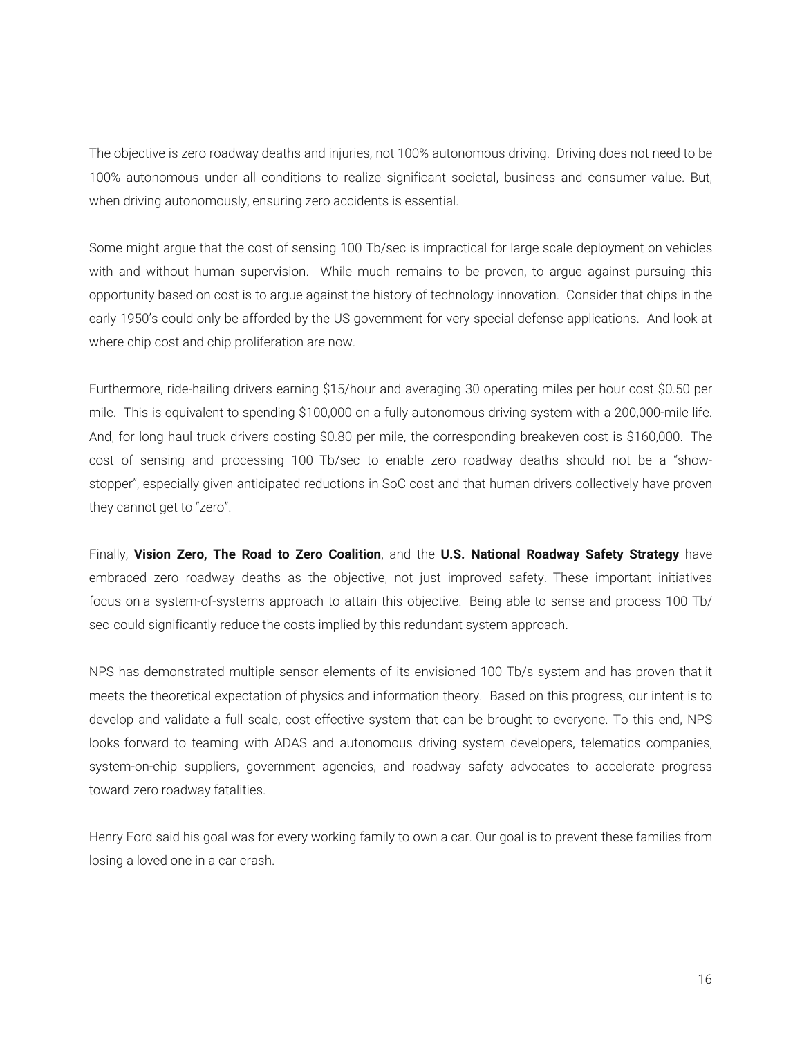The objective is zero roadway deaths and injuries, not 100% autonomous driving. Driving does not need to be 100% autonomous under all conditions to realize significant societal, business and consumer value. But, when driving autonomously, ensuring zero accidents is essential.

Some might argue that the cost of sensing 100 Tb/sec is impractical for large scale deployment on vehicles with and without human supervision. While much remains to be proven, to argue against pursuing this opportunity based on cost is to argue against the history of technology innovation. Consider that chips in the early 1950's could only be afforded by the US government for very special defense applications. And look at where chip cost and chip proliferation are now.

Furthermore, ride-hailing drivers earning $15/hour and averaging 30 operating miles per hour cost $0.50 per mile. This is equivalent to spending $100,000 on a fully autonomous driving system with a 200,000-mile life. And, for long haul truck drivers costing $0.80 per mile, the corresponding breakeven cost is $160,000. The cost of sensing and processing 100 Tb/sec to enable zero roadway deaths should not be a "show-stopper", especially given anticipated reductions in SoC cost and that human drivers collectively have proven they cannot get to "zero".

Finally, **Vision Zero, The Road to Zero Coalition**, and the **U.S. National Roadway Safety Strategy** have embraced zero roadway deaths as the objective, not just improved safety. These important initiatives focus on a system-of-systems approach to attain this objective. Being able to sense and process 100 Tb/sec could significantly reduce the costs implied by this redundant system approach.

NPS has demonstrated multiple sensor elements of its envisioned 100 Tb/s system and has proven that it meets the theoretical expectation of physics and information theory. Based on this progress, our intent is to develop and validate a full scale, cost effective system that can be brought to everyone. To this end, NPS looks forward to teaming with ADAS and autonomous driving system developers, telematics companies, system-on-chip suppliers, government agencies, and roadway safety advocates to accelerate progress toward zero roadway fatalities.

Henry Ford said his goal was for every working family to own a car. Our goal is to prevent these families from losing a loved one in a car crash.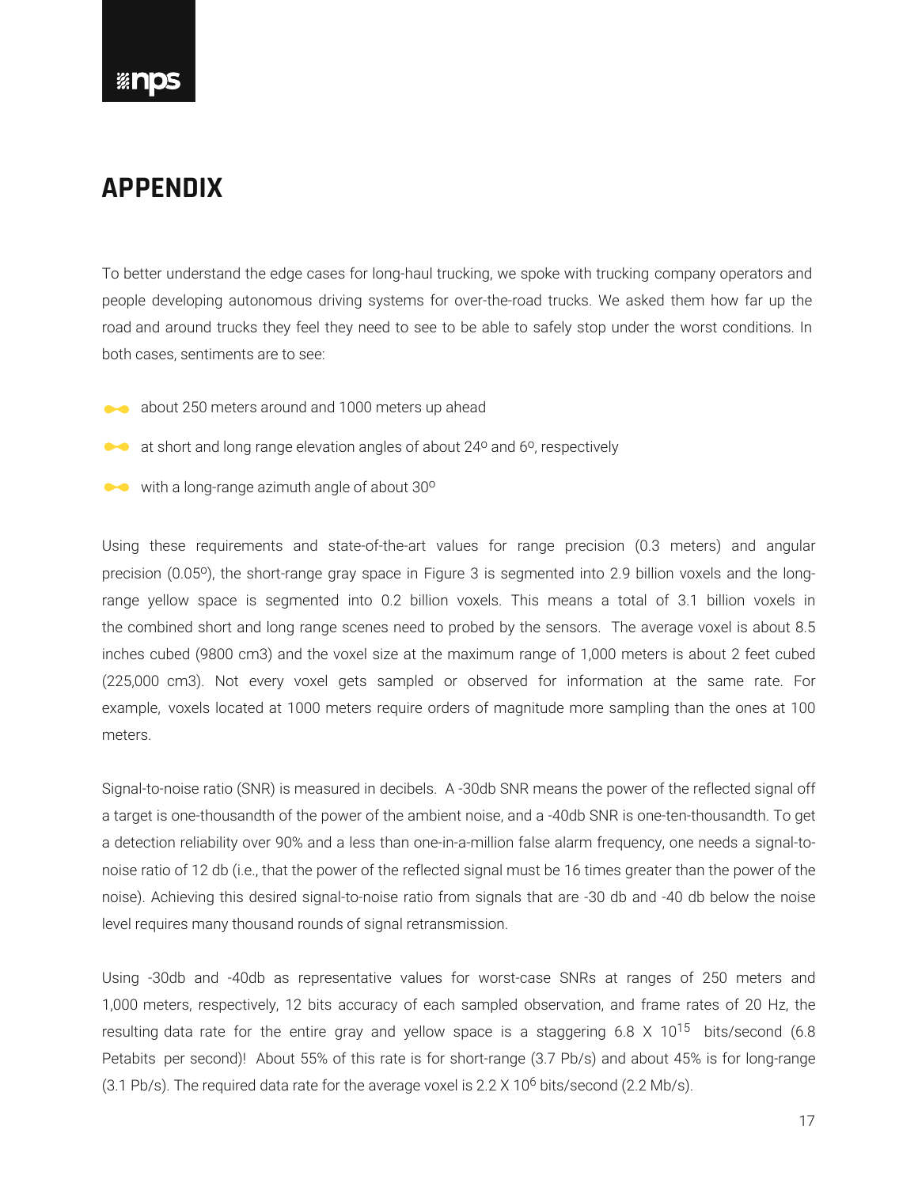# APPENDIX

To better understand the edge cases for long-haul trucking, we spoke with trucking company operators and people developing autonomous driving systems for over-the-road trucks. We asked them how far up the road and around trucks they feel they need to see to be able to safely stop under the worst conditions. In both cases, sentiments are to see:

- about 250 meters around and 1000 meters up ahead
- at short and long range elevation angles of about 24º and 6º, respectively
- with a long-range azimuth angle of about 30º

Using these requirements and state-of-the-art values for range precision (0.3 meters) and angular precision (0.05º), the short-range gray space in Figure 3 is segmented into 2.9 billion voxels and the long-range yellow space is segmented into 0.2 billion voxels. This means a total of 3.1 billion voxels in the combined short and long range scenes need to probed by the sensors. The average voxel is about 8.5 inches cubed (9800 cm3) and the voxel size at the maximum range of 1,000 meters is about 2 feet cubed (225,000 cm3). Not every voxel gets sampled or observed for information at the same rate. For example, voxels located at 1000 meters require orders of magnitude more sampling than the ones at 100 meters.

Signal-to-noise ratio (SNR) is measured in decibels. A -30db SNR means the power of the reflected signal off a target is one-thousandth of the power of the ambient noise, and a -40db SNR is one-ten-thousandth. To get a detection reliability over 90% and a less than one-in-a-million false alarm frequency, one needs a signal-to-noise ratio of 12 db (i.e., that the power of the reflected signal must be 16 times greater than the power of the noise). Achieving this desired signal-to-noise ratio from signals that are -30 db and -40 db below the noise level requires many thousand rounds of signal retransmission.

Using -30db and -40db as representative values for worst-case SNRs at ranges of 250 meters and 1,000 meters, respectively, 12 bits accuracy of each sampled observation, and frame rates of 20 Hz, the resulting data rate for the entire gray and yellow space is a staggering $6.8 \times 10^{15}$ bits/second (6.8 Petabits per second)! About 55% of this rate is for short-range (3.7 Pb/s) and about 45% is for long-range (3.1 Pb/s). The required data rate for the average voxel is $2.2 \times 10^{6}$ bits/second (2.2 Mb/s).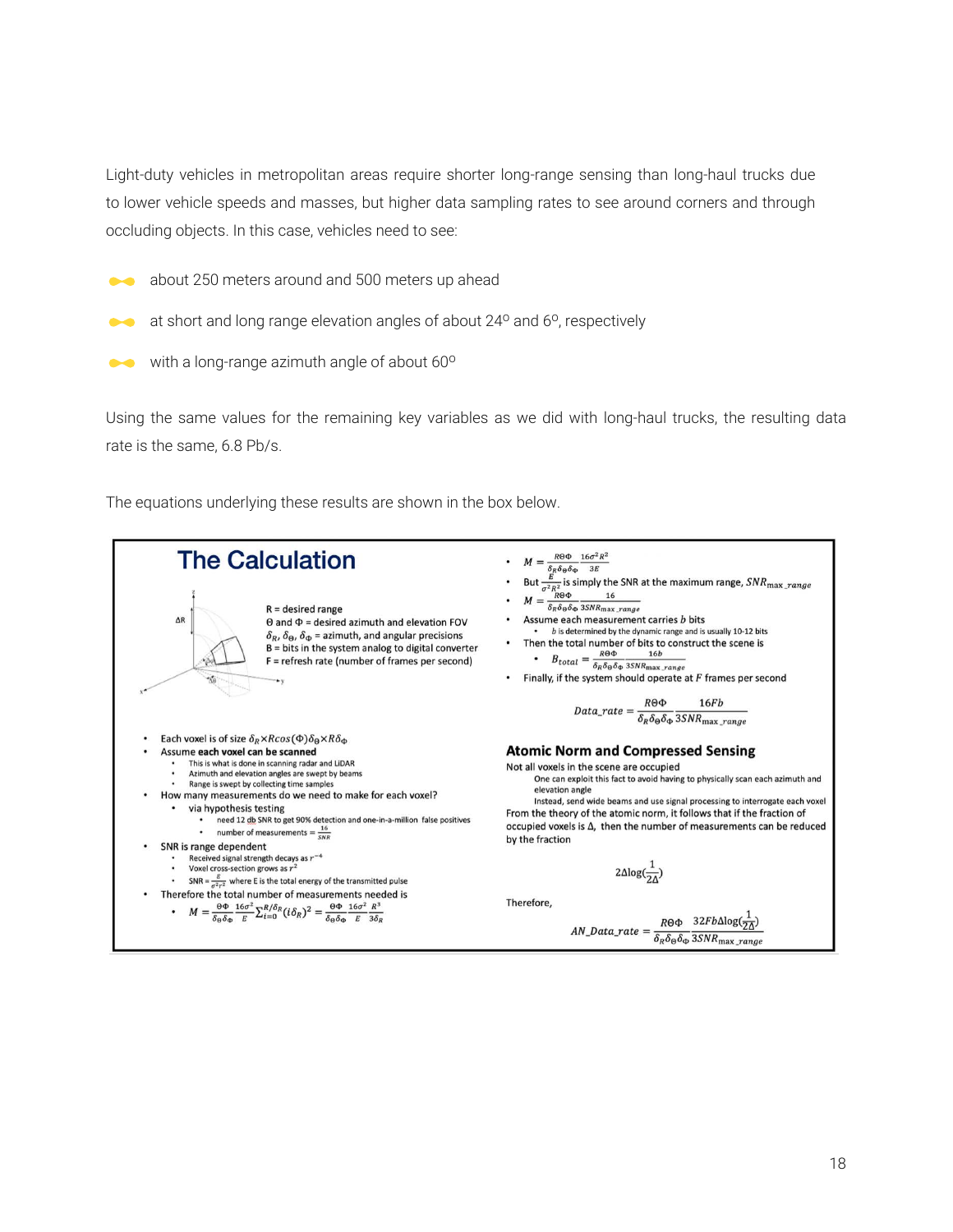Light-duty vehicles in metropolitan areas require shorter long-range sensing than long-haul trucks due to lower vehicle speeds and masses, but higher data sampling rates to see around corners and through occluding objects. In this case, vehicles need to see:

- about 250 meters around and 500 meters up ahead
- at short and long range elevation angles of about 24$^o$ and 6$^o$, respectively
- with a long-range azimuth angle of about 60$^o$

Using the same values for the remaining key variables as we did with long-haul trucks, the resulting data rate is the same, 6.8 Pb/s.

The equations underlying these results are shown in the box below.

## The Calculation

R = desired range
Θ and Φ = desired azimuth and elevation FOV
$\delta_R$, $\delta_\Theta$, $\delta_\Phi$ = azimuth, and angular precisions
B = bits in the system analog to digital converter
F = refresh rate (number of frames per second)

- Each voxel is of size $\delta_R \times R\cos(\Phi)\delta_\Theta \times R\delta_\Phi$
- Assume **each voxel can be scanned**
  - This is what is done in scanning radar and LiDAR
  - Azimuth and elevation angles are swept by beams
  - Range is swept by collecting time samples
- How many measurements do we need to make for each voxel?
  - via hypothesis testing
    - need 12 db SNR to get 90% detection and one-in-a-million false positives
    - number of measurements = $\frac{16}{SNR}$
- SNR is range dependent
  - Received signal strength decays as $r^{-4}$
  - Voxel cross-section grows as $r^2$
  - SNR = $\frac{E}{\sigma^2 r^2}$ where E is the total energy of the transmitted pulse
- Therefore the total number of measurements needed is
  - $M = \frac{\Theta\Phi}{\delta_\Theta\delta_\Phi}\frac{16\sigma^2}{E}\sum_{i=0}^{R/\delta_R}(i\delta_R)^2 = \frac{\Theta\Phi}{\delta_\Theta\delta_\Phi}\frac{16\sigma^2}{E}\frac{R^3}{3\delta_R}$

- $M = \frac{R\Theta\Phi}{\delta_R\delta_\Theta\delta_\Phi}\frac{16\sigma^2 R^2}{3E}$
- But $\frac{E}{\sigma^2 R^2}$ is simply the SNR at the maximum range, $SNR_{\max\_range}$
- $M = \frac{R\Theta\Phi}{\delta_R\delta_\Theta\delta_\Phi}\frac{16}{3SNR_{\max\_range}}$
- Assume each measurement carries $b$ bits
  - $b$ is determined by the dynamic range and is usually 10-12 bits
- Then the total number of bits to construct the scene is
  - $B_{total} = \frac{R\Theta\Phi}{\delta_R\delta_\Theta\delta_\Phi}\frac{16b}{3SNR_{\max\_range}}$
- Finally, if the system should operate at $F$ frames per second

$$Data\_rate = \frac{R\Theta\Phi}{\delta_R\delta_\Theta\delta_\Phi}\frac{16Fb}{3SNR_{\max\_range}}$$

### Atomic Norm and Compressed Sensing

Not all voxels in the scene are occupied

One can exploit this fact to avoid having to physically scan each azimuth and elevation angle

Instead, send wide beams and use signal processing to interrogate each voxel

From the theory of the atomic norm, it follows that if the fraction of occupied voxels is Δ, then the number of measurements can be reduced by the fraction

$$2\Delta\log(\frac{1}{2\Delta})$$

Therefore,

$$AN\_Data\_rate = \frac{R\Theta\Phi}{\delta_R\delta_\Theta\delta_\Phi}\frac{32Fb\Delta\log(\frac{1}{2\Delta})}{3SNR_{\max\_range}}$$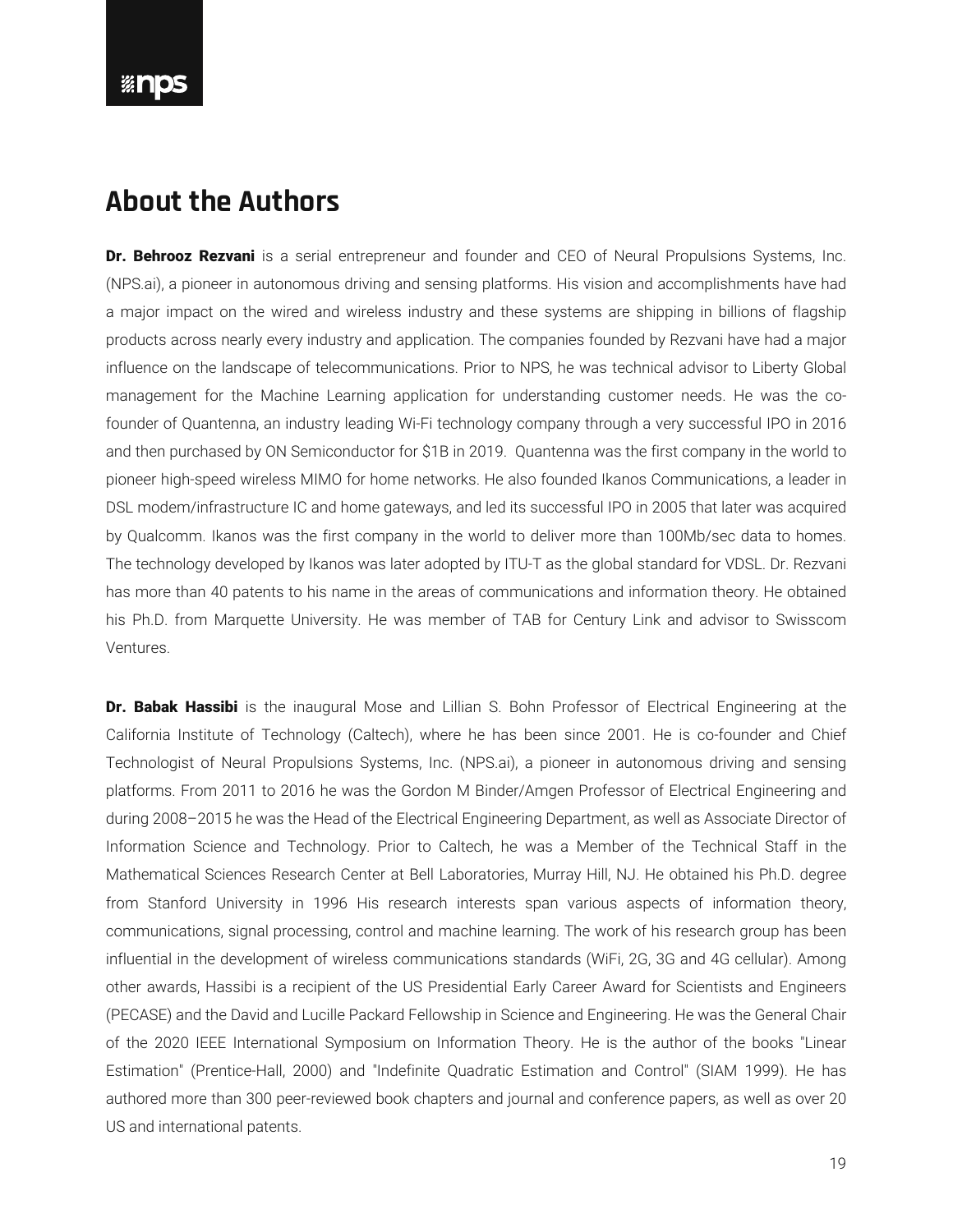## About the Authors

**Dr. Behrooz Rezvani** is a serial entrepreneur and founder and CEO of Neural Propulsions Systems, Inc. (NPS.ai), a pioneer in autonomous driving and sensing platforms. His vision and accomplishments have had a major impact on the wired and wireless industry and these systems are shipping in billions of flagship products across nearly every industry and application. The companies founded by Rezvani have had a major influence on the landscape of telecommunications. Prior to NPS, he was technical advisor to Liberty Global management for the Machine Learning application for understanding customer needs. He was the co-founder of Quantenna, an industry leading Wi-Fi technology company through a very successful IPO in 2016 and then purchased by ON Semiconductor for $1B in 2019. Quantenna was the first company in the world to pioneer high-speed wireless MIMO for home networks. He also founded Ikanos Communications, a leader in DSL modem/infrastructure IC and home gateways, and led its successful IPO in 2005 that later was acquired by Qualcomm. Ikanos was the first company in the world to deliver more than 100Mb/sec data to homes. The technology developed by Ikanos was later adopted by ITU-T as the global standard for VDSL. Dr. Rezvani has more than 40 patents to his name in the areas of communications and information theory. He obtained his Ph.D. from Marquette University. He was member of TAB for Century Link and advisor to Swisscom Ventures.

**Dr. Babak Hassibi** is the inaugural Mose and Lillian S. Bohn Professor of Electrical Engineering at the California Institute of Technology (Caltech), where he has been since 2001. He is co-founder and Chief Technologist of Neural Propulsions Systems, Inc. (NPS.ai), a pioneer in autonomous driving and sensing platforms. From 2011 to 2016 he was the Gordon M Binder/Amgen Professor of Electrical Engineering and during 2008–2015 he was the Head of the Electrical Engineering Department, as well as Associate Director of Information Science and Technology. Prior to Caltech, he was a Member of the Technical Staff in the Mathematical Sciences Research Center at Bell Laboratories, Murray Hill, NJ. He obtained his Ph.D. degree from Stanford University in 1996 His research interests span various aspects of information theory, communications, signal processing, control and machine learning. The work of his research group has been influential in the development of wireless communications standards (WiFi, 2G, 3G and 4G cellular). Among other awards, Hassibi is a recipient of the US Presidential Early Career Award for Scientists and Engineers (PECASE) and the David and Lucille Packard Fellowship in Science and Engineering. He was the General Chair of the 2020 IEEE International Symposium on Information Theory. He is the author of the books "Linear Estimation" (Prentice-Hall, 2000) and "Indefinite Quadratic Estimation and Control" (SIAM 1999). He has authored more than 300 peer-reviewed book chapters and journal and conference papers, as well as over 20 US and international patents.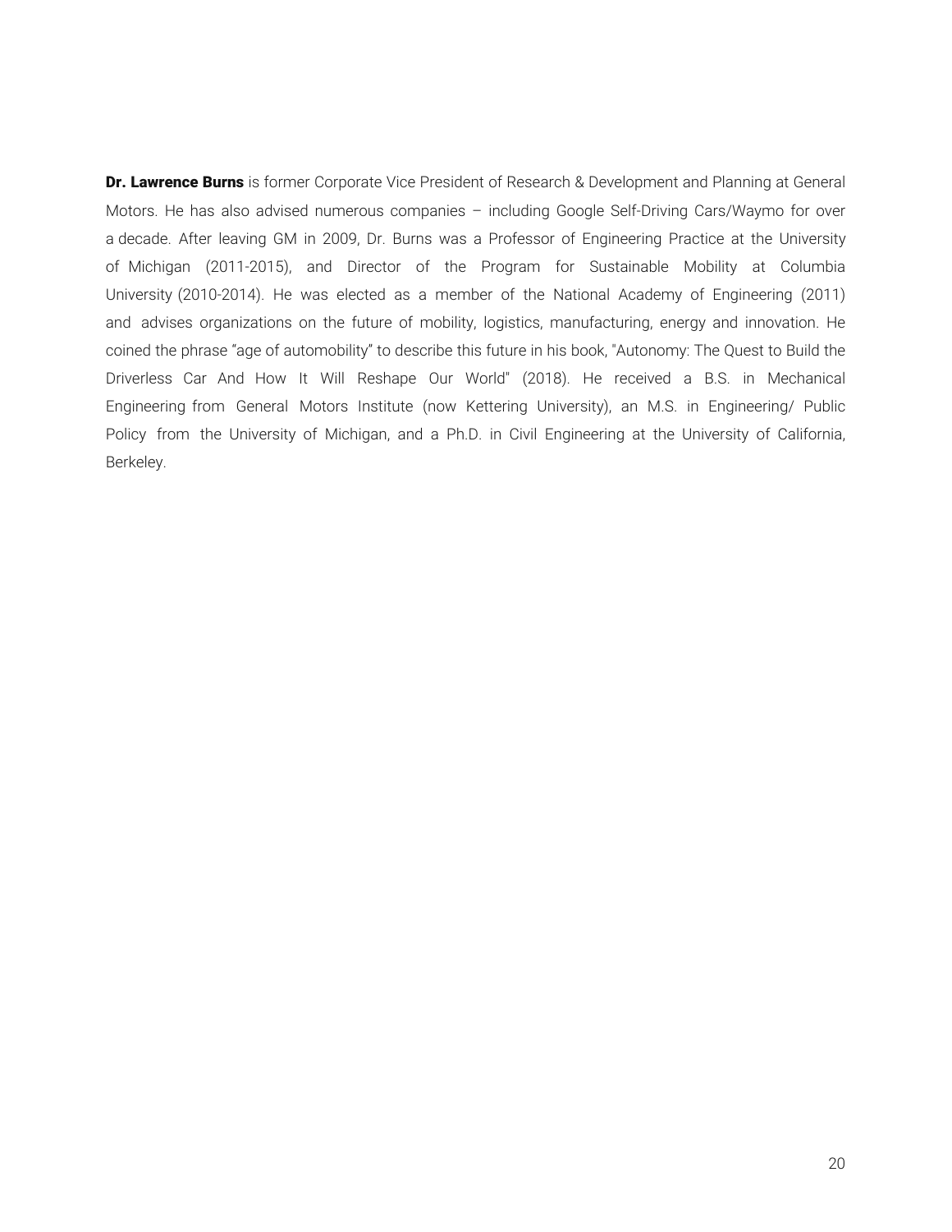**Dr. Lawrence Burns** is former Corporate Vice President of Research & Development and Planning at General Motors. He has also advised numerous companies – including Google Self-Driving Cars/Waymo for over a decade. After leaving GM in 2009, Dr. Burns was a Professor of Engineering Practice at the University of Michigan (2011-2015), and Director of the Program for Sustainable Mobility at Columbia University (2010-2014). He was elected as a member of the National Academy of Engineering (2011) and advises organizations on the future of mobility, logistics, manufacturing, energy and innovation. He coined the phrase "age of automobility" to describe this future in his book, "Autonomy: The Quest to Build the Driverless Car And How It Will Reshape Our World" (2018). He received a B.S. in Mechanical Engineering from General Motors Institute (now Kettering University), an M.S. in Engineering/ Public Policy from the University of Michigan, and a Ph.D. in Civil Engineering at the University of California, Berkeley.